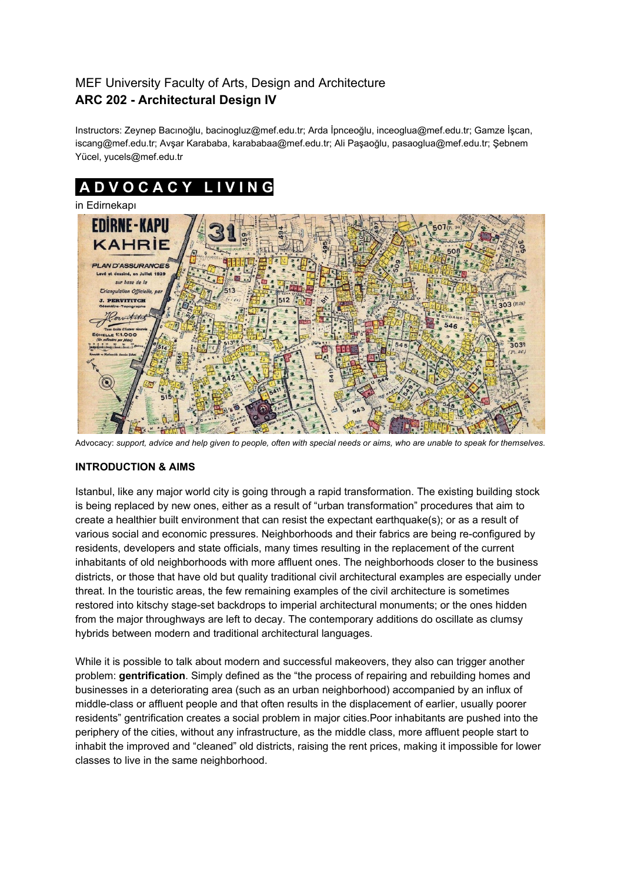MEF University Faculty of Arts, Design and Architecture

**ARC 202 - Architectural Design IV**

Instructors: Zeynep Bacınoğlu, bacinogluz@mef.edu.tr; Arda İpnceoğlu, inceoglua@mef.edu.tr; Gamze İşcan, iscang@mef.edu.tr; Avşar Karababa, karababaa@mef.edu.tr; Ali Paşaoğlu, pasaoglua@mef.edu.tr; Şebnem Yücel, yucels@mef.edu.tr

# A D V O C A C Y  L I V I N G

in Edirnekapı

Advocacy: *support, advice and help given to people, often with special needs or aims, who are unable to speak for themselves.*

**INTRODUCTION & AIMS**

Istanbul, like any major world city is going through a rapid transformation. The existing building stock is being replaced by new ones, either as a result of "urban transformation" procedures that aim to create a healthier built environment that can resist the expectant earthquake(s); or as a result of various social and economic pressures. Neighborhoods and their fabrics are being re-configured by residents, developers and state officials, many times resulting in the replacement of the current inhabitants of old neighborhoods with more affluent ones. The neighborhoods closer to the business districts, or those that have old but quality traditional civil architectural examples are especially under threat. In the touristic areas, the few remaining examples of the civil architecture is sometimes restored into kitschy stage-set backdrops to imperial architectural monuments; or the ones hidden from the major throughways are left to decay. The contemporary additions do oscillate as clumsy hybrids between modern and traditional architectural languages.

While it is possible to talk about modern and successful makeovers, they also can trigger another problem: **gentrification**. Simply defined as the "the process of repairing and rebuilding homes and businesses in a deteriorating area (such as an urban neighborhood) accompanied by an influx of middle-class or affluent people and that often results in the displacement of earlier, usually poorer residents" gentrification creates a social problem in major cities.Poor inhabitants are pushed into the periphery of the cities, without any infrastructure, as the middle class, more affluent people start to inhabit the improved and "cleaned" old districts, raising the rent prices, making it impossible for lower classes to live in the same neighborhood.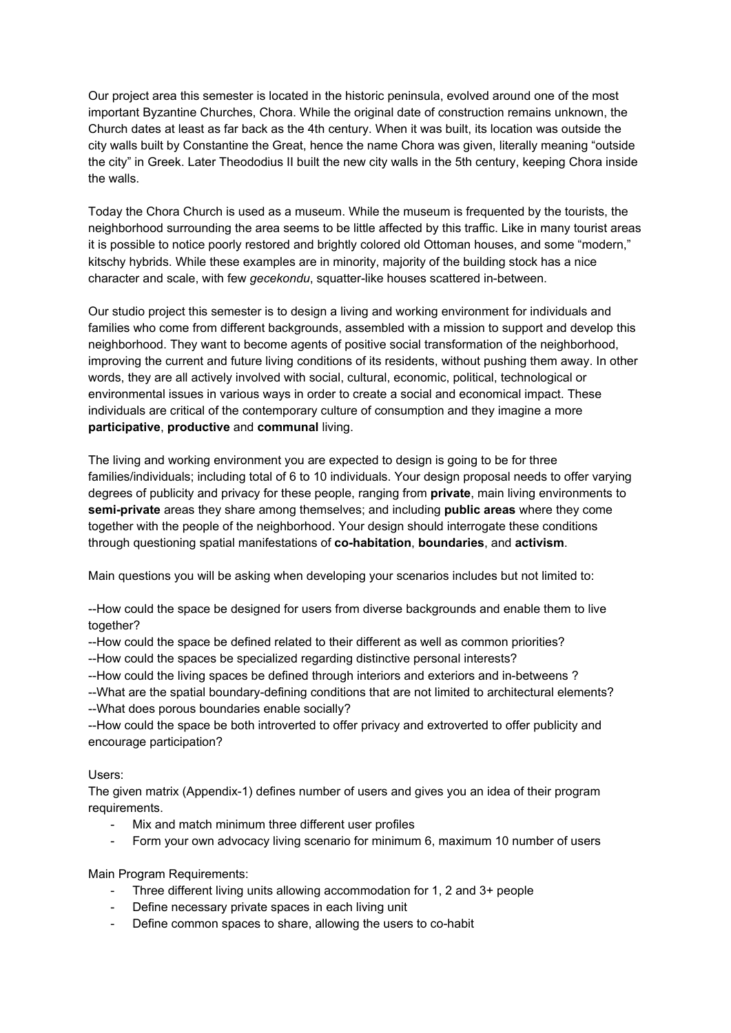Our project area this semester is located in the historic peninsula, evolved around one of the most important Byzantine Churches, Chora. While the original date of construction remains unknown, the Church dates at least as far back as the 4th century. When it was built, its location was outside the city walls built by Constantine the Great, hence the name Chora was given, literally meaning "outside the city" in Greek. Later Theododius II built the new city walls in the 5th century, keeping Chora inside the walls.

Today the Chora Church is used as a museum. While the museum is frequented by the tourists, the neighborhood surrounding the area seems to be little affected by this traffic. Like in many tourist areas it is possible to notice poorly restored and brightly colored old Ottoman houses, and some "modern," kitschy hybrids. While these examples are in minority, majority of the building stock has a nice character and scale, with few *gecekondu*, squatter-like houses scattered in-between.

Our studio project this semester is to design a living and working environment for individuals and families who come from different backgrounds, assembled with a mission to support and develop this neighborhood. They want to become agents of positive social transformation of the neighborhood, improving the current and future living conditions of its residents, without pushing them away. In other words, they are all actively involved with social, cultural, economic, political, technological or environmental issues in various ways in order to create a social and economical impact. These individuals are critical of the contemporary culture of consumption and they imagine a more **participative**, **productive** and **communal** living.

The living and working environment you are expected to design is going to be for three families/individuals; including total of 6 to 10 individuals. Your design proposal needs to offer varying degrees of publicity and privacy for these people, ranging from **private**, main living environments to **semi-private** areas they share among themselves; and including **public areas** where they come together with the people of the neighborhood. Your design should interrogate these conditions through questioning spatial manifestations of **co-habitation**, **boundaries**, and **activism**.

Main questions you will be asking when developing your scenarios includes but not limited to:

--How could the space be designed for users from diverse backgrounds and enable them to live together?
--How could the space be defined related to their different as well as common priorities?
--How could the spaces be specialized regarding distinctive personal interests?
--How could the living spaces be defined through interiors and exteriors and in-betweens ?
--What are the spatial boundary-defining conditions that are not limited to architectural elements?
--What does porous boundaries enable socially?
--How could the space be both introverted to offer privacy and extroverted to offer publicity and encourage participation?

Users:
The given matrix (Appendix-1) defines number of users and gives you an idea of their program requirements.

- Mix and match minimum three different user profiles
- Form your own advocacy living scenario for minimum 6, maximum 10 number of users

Main Program Requirements:

- Three different living units allowing accommodation for 1, 2 and 3+ people
- Define necessary private spaces in each living unit
- Define common spaces to share, allowing the users to co-habit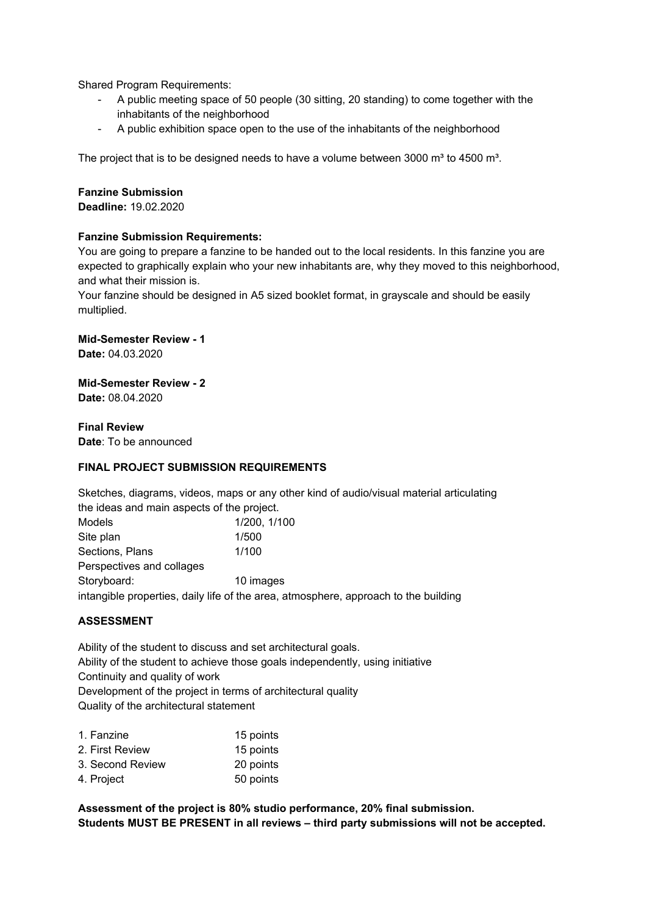Shared Program Requirements:

- A public meeting space of 50 people (30 sitting, 20 standing) to come together with the inhabitants of the neighborhood
- A public exhibition space open to the use of the inhabitants of the neighborhood

The project that is to be designed needs to have a volume between 3000 $m^3$ to 4500 $m^3$.

**Fanzine Submission**
**Deadline:** 19.02.2020

**Fanzine Submission Requirements:**
You are going to prepare a fanzine to be handed out to the local residents. In this fanzine you are expected to graphically explain who your new inhabitants are, why they moved to this neighborhood, and what their mission is.
Your fanzine should be designed in A5 sized booklet format, in grayscale and should be easily multiplied.

**Mid-Semester Review - 1**
**Date:** 04.03.2020

**Mid-Semester Review - 2**
**Date:** 08.04.2020

**Final Review**
**Date**: To be announced

**FINAL PROJECT SUBMISSION REQUIREMENTS**

Sketches, diagrams, videos, maps or any other kind of audio/visual material articulating the ideas and main aspects of the project.

| | |
|---|---|
| Models | 1/200, 1/100 |
| Site plan | 1/500 |
| Sections, Plans | 1/100 |
| Perspectives and collages | |
| Storyboard: | 10 images |

intangible properties, daily life of the area, atmosphere, approach to the building

**ASSESSMENT**

Ability of the student to discuss and set architectural goals.
Ability of the student to achieve those goals independently, using initiative
Continuity and quality of work
Development of the project in terms of architectural quality
Quality of the architectural statement

| | |
|---|---|
| 1. Fanzine | 15 points |
| 2. First Review | 15 points |
| 3. Second Review | 20 points |
| 4. Project | 50 points |

**Assessment of the project is 80% studio performance, 20% final submission.**
**Students MUST BE PRESENT in all reviews – third party submissions will not be accepted.**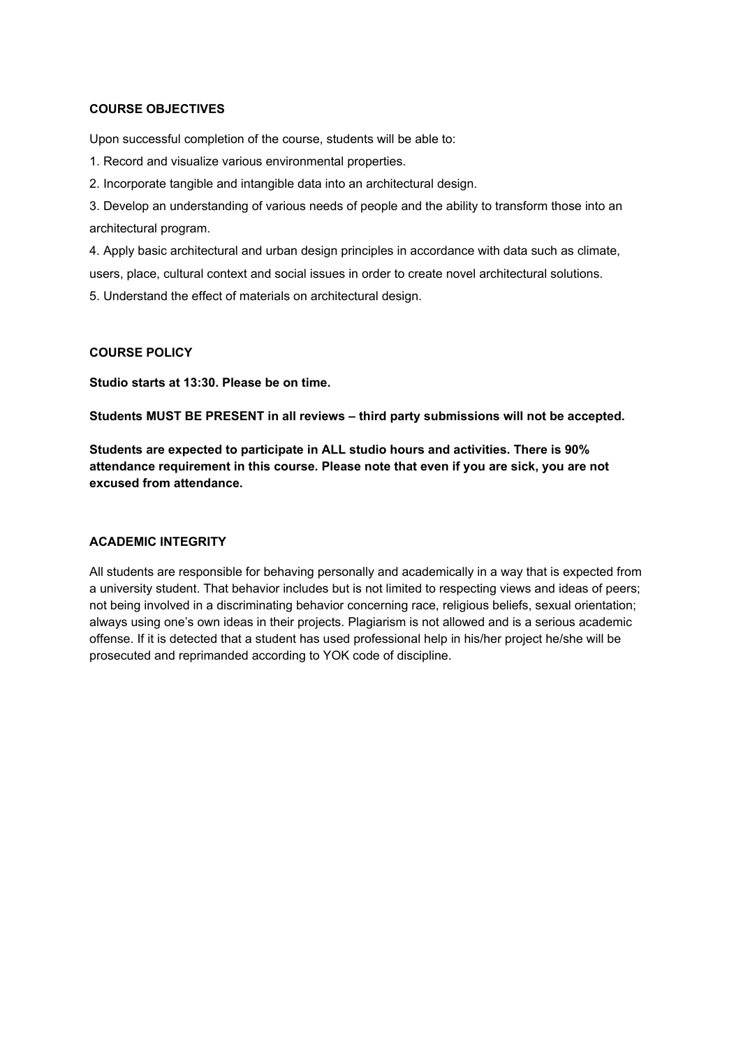**COURSE OBJECTIVES**

Upon successful completion of the course, students will be able to:

1. Record and visualize various environmental properties.
2. Incorporate tangible and intangible data into an architectural design.
3. Develop an understanding of various needs of people and the ability to transform those into an architectural program.
4. Apply basic architectural and urban design principles in accordance with data such as climate, users, place, cultural context and social issues in order to create novel architectural solutions.
5. Understand the effect of materials on architectural design.

**COURSE POLICY**

**Studio starts at 13:30. Please be on time.**

**Students MUST BE PRESENT in all reviews – third party submissions will not be accepted.**

**Students are expected to participate in ALL studio hours and activities. There is 90% attendance requirement in this course. Please note that even if you are sick, you are not excused from attendance.**

**ACADEMIC INTEGRITY**

All students are responsible for behaving personally and academically in a way that is expected from a university student. That behavior includes but is not limited to respecting views and ideas of peers; not being involved in a discriminating behavior concerning race, religious beliefs, sexual orientation; always using one's own ideas in their projects. Plagiarism is not allowed and is a serious academic offense. If it is detected that a student has used professional help in his/her project he/she will be prosecuted and reprimanded according to YOK code of discipline.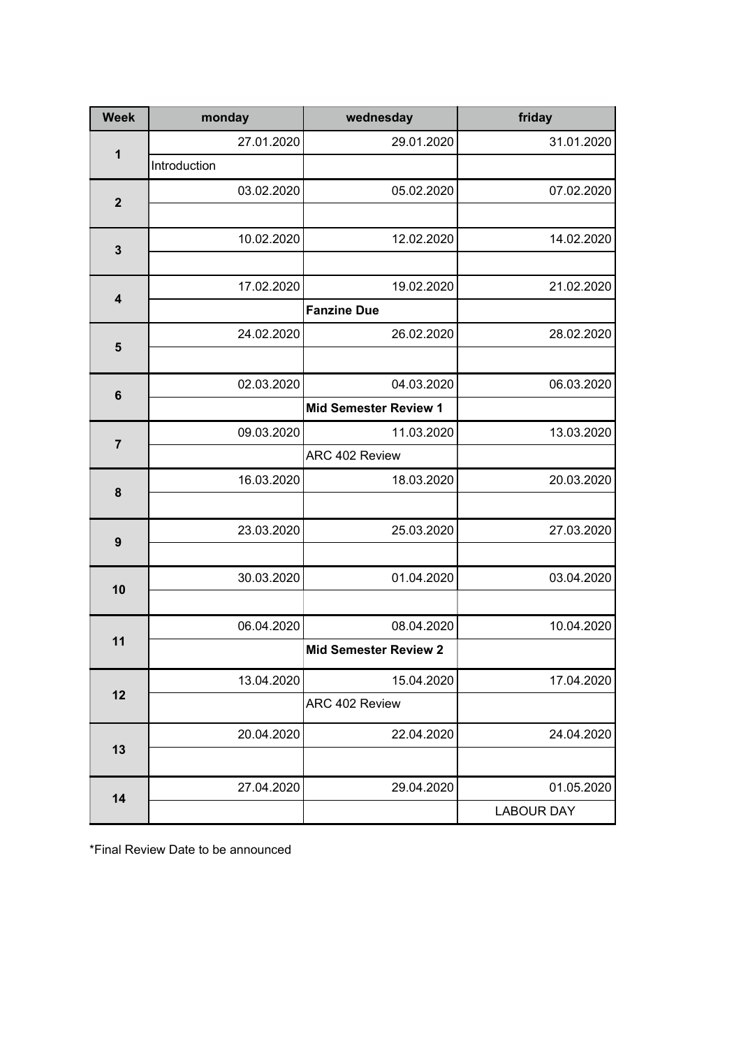| Week | monday | wednesday | friday |
|---|---|---|---|
| 1 | 27.01.2020 | 29.01.2020 | 31.01.2020 |
| | Introduction | | |
| 2 | 03.02.2020 | 05.02.2020 | 07.02.2020 |
| | | | |
| 3 | 10.02.2020 | 12.02.2020 | 14.02.2020 |
| | | | |
| 4 | 17.02.2020 | 19.02.2020 | 21.02.2020 |
| | | **Fanzine Due** | |
| 5 | 24.02.2020 | 26.02.2020 | 28.02.2020 |
| | | | |
| 6 | 02.03.2020 | 04.03.2020 | 06.03.2020 |
| | | **Mid Semester Review 1** | |
| 7 | 09.03.2020 | 11.03.2020 | 13.03.2020 |
| | | ARC 402 Review | |
| 8 | 16.03.2020 | 18.03.2020 | 20.03.2020 |
| | | | |
| 9 | 23.03.2020 | 25.03.2020 | 27.03.2020 |
| | | | |
| 10 | 30.03.2020 | 01.04.2020 | 03.04.2020 |
| | | | |
| 11 | 06.04.2020 | 08.04.2020 | 10.04.2020 |
| | | **Mid Semester Review 2** | |
| 12 | 13.04.2020 | 15.04.2020 | 17.04.2020 |
| | | ARC 402 Review | |
| 13 | 20.04.2020 | 22.04.2020 | 24.04.2020 |
| | | | |
| 14 | 27.04.2020 | 29.04.2020 | 01.05.2020 |
| | | | LABOUR DAY |

*Final Review Date to be announced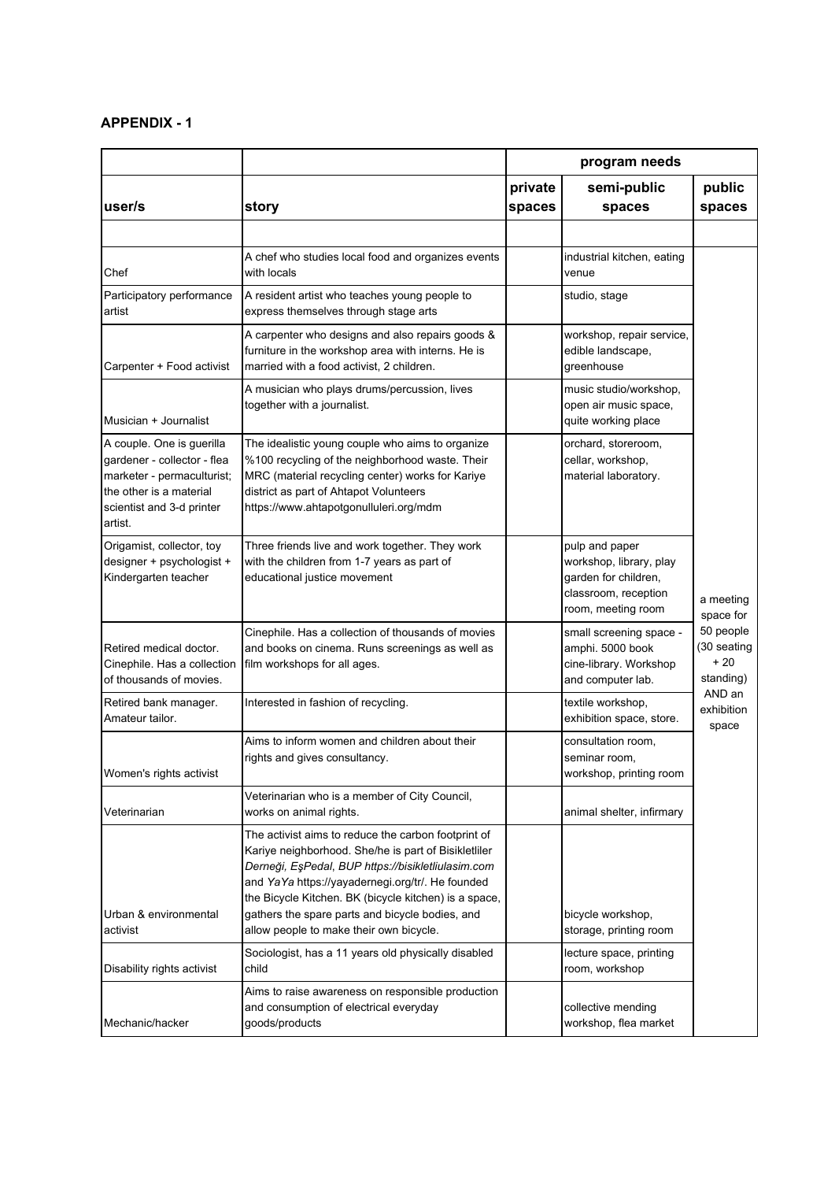## APPENDIX - 1

| | | program needs | | |
|---|---|---|---|---|
| **user/s** | **story** | **private spaces** | **semi-public spaces** | **public spaces** |
| | | | | |
| Chef | A chef who studies local food and organizes events with locals | | industrial kitchen, eating venue | a meeting space for 50 people (30 seating + 20 standing) AND an exhibition space |
| Participatory performance artist | A resident artist who teaches young people to express themselves through stage arts | | studio, stage | |
| Carpenter + Food activist | A carpenter who designs and also repairs goods & furniture in the workshop area with interns. He is married with a food activist, 2 children. | | workshop, repair service, edible landscape, greenhouse | |
| Musician + Journalist | A musician who plays drums/percussion, lives together with a journalist. | | music studio/workshop, open air music space, quite working place | |
| A couple. One is guerilla gardener - collector - flea marketer - permaculturist; the other is a material scientist and 3-d printer artist. | The idealistic young couple who aims to organize %100 recycling of the neighborhood waste. Their MRC (material recycling center) works for Kariye district as part of Ahtapot Volunteers https://www.ahtapotgonulluleri.org/mdm | | orchard, storeroom, cellar, workshop, material laboratory. | |
| Origamist, collector, toy designer + psychologist + Kindergarten teacher | Three friends live and work together. They work with the children from 1-7 years as part of educational justice movement | | pulp and paper workshop, library, play garden for children, classroom, reception room, meeting room | |
| Retired medical doctor. Cinephile. Has a collection of thousands of movies. | Cinephile. Has a collection of thousands of movies and books on cinema. Runs screenings as well as film workshops for all ages. | | small screening space - amphi. 5000 book cine-library. Workshop and computer lab. | |
| Retired bank manager. Amateur tailor. | Interested in fashion of recycling. | | textile workshop, exhibition space, store. | |
| Women's rights activist | Aims to inform women and children about their rights and gives consultancy. | | consultation room, seminar room, workshop, printing room | |
| Veterinarian | Veterinarian who is a member of City Council, works on animal rights. | | animal shelter, infirmary | |
| Urban & environmental activist | The activist aims to reduce the carbon footprint of Kariye neighborhood. She/he is part of Bisikletliler *Derneği, EşPedal, BUP https://bisikletliulasim.com* and *YaYa* https://yayadernegi.org/tr/. He founded the Bicycle Kitchen. BK (bicycle kitchen) is a space, gathers the spare parts and bicycle bodies, and allow people to make their own bicycle. | | bicycle workshop, storage, printing room | |
| Disability rights activist | Sociologist, has a 11 years old physically disabled child | | lecture space, printing room, workshop | |
| Mechanic/hacker | Aims to raise awareness on responsible production and consumption of electrical everyday goods/products | | collective mending workshop, flea market | |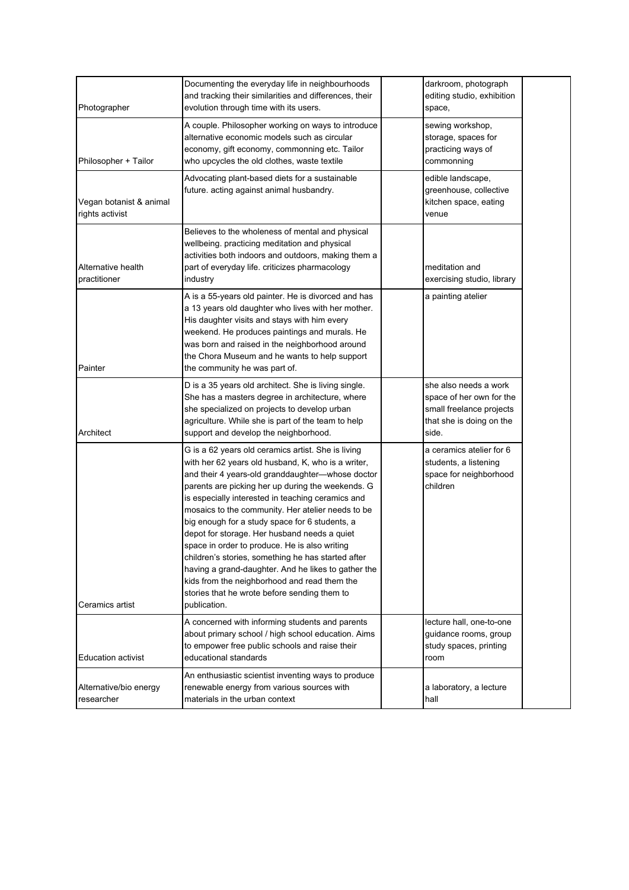| | | | | |
|---|---|---|---|---|
| Photographer | Documenting the everyday life in neighbourhoods and tracking their similarities and differences, their evolution through time with its users. | | darkroom, photograph editing studio, exhibition space, | |
| Philosopher + Tailor | A couple. Philosopher working on ways to introduce alternative economic models such as circular economy, gift economy, commonning etc. Tailor who upcycles the old clothes, waste textile | | sewing workshop, storage, spaces for practicing ways of commonning | |
| Vegan botanist & animal rights activist | Advocating plant-based diets for a sustainable future. acting against animal husbandry. | | edible landscape, greenhouse, collective kitchen space, eating venue | |
| Alternative health practitioner | Believes to the wholeness of mental and physical wellbeing. practicing meditation and physical activities both indoors and outdoors, making them a part of everyday life. criticizes pharmacology industry | | meditation and exercising studio, library | |
| Painter | A is a 55-years old painter. He is divorced and has a 13 years old daughter who lives with her mother. His daughter visits and stays with him every weekend. He produces paintings and murals. He was born and raised in the neighborhood around the Chora Museum and he wants to help support the community he was part of. | | a painting atelier | |
| Architect | D is a 35 years old architect. She is living single. She has a masters degree in architecture, where she specialized on projects to develop urban agriculture. While she is part of the team to help support and develop the neighborhood. | | she also needs a work space of her own for the small freelance projects that she is doing on the side. | |
| Ceramics artist | G is a 62 years old ceramics artist. She is living with her 62 years old husband, K, who is a writer, and their 4 years-old granddaughter—whose doctor parents are picking her up during the weekends. G is especially interested in teaching ceramics and mosaics to the community. Her atelier needs to be big enough for a study space for 6 students, a depot for storage. Her husband needs a quiet space in order to produce. He is also writing children's stories, something he has started after having a grand-daughter. And he likes to gather the kids from the neighborhood and read them the stories that he wrote before sending them to publication. | | a ceramics atelier for 6 students, a listening space for neighborhood children | |
| Education activist | A concerned with informing students and parents about primary school / high school education. Aims to empower free public schools and raise their educational standards | | lecture hall, one-to-one guidance rooms, group study spaces, printing room | |
| Alternative/bio energy researcher | An enthusiastic scientist inventing ways to produce renewable energy from various sources with materials in the urban context | | a laboratory, a lecture hall | |